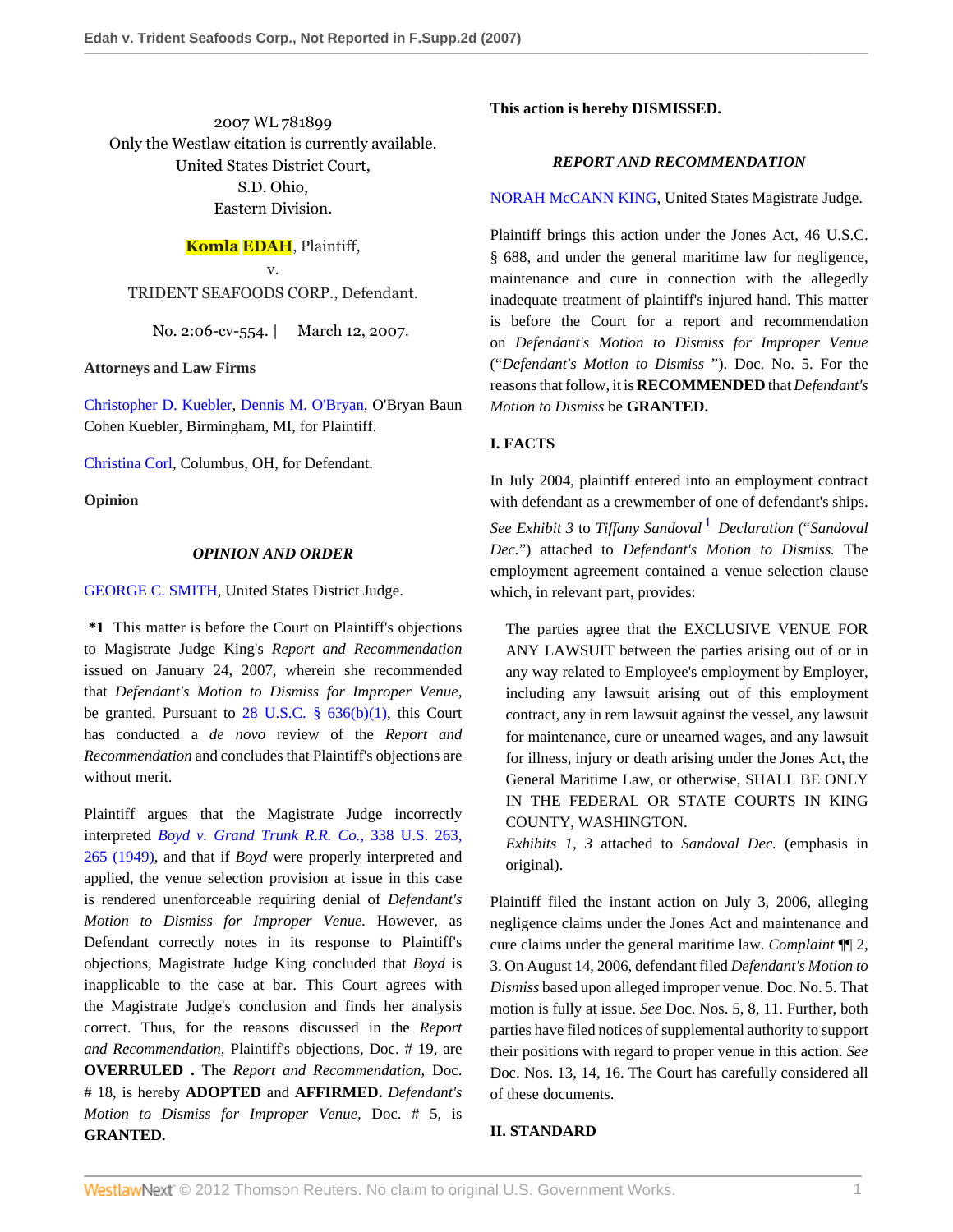2007 WL 781899
Only the Westlaw citation is currently available.
United States District Court,
S.D. Ohio,
Eastern Division.

**Komla EDAH**, Plaintiff,
v.
TRIDENT SEAFOODS CORP., Defendant.

No. 2:06-cv-554. | March 12, 2007.

**Attorneys and Law Firms**

Christopher D. Kuebler, Dennis M. O'Bryan, O'Bryan Baun Cohen Kuebler, Birmingham, MI, for Plaintiff.

Christina Corl, Columbus, OH, for Defendant.

**Opinion**

***OPINION AND ORDER***

GEORGE C. SMITH, United States District Judge.

**\*1** This matter is before the Court on Plaintiff's objections to Magistrate Judge King's *Report and Recommendation* issued on January 24, 2007, wherein she recommended that *Defendant's Motion to Dismiss for Improper Venue,* be granted. Pursuant to 28 U.S.C. § 636(b)(1), this Court has conducted a *de novo* review of the *Report and Recommendation* and concludes that Plaintiff's objections are without merit.

Plaintiff argues that the Magistrate Judge incorrectly interpreted *Boyd v. Grand Trunk R.R. Co.,* 338 U.S. 263, 265 (1949), and that if *Boyd* were properly interpreted and applied, the venue selection provision at issue in this case is rendered unenforceable requiring denial of *Defendant's Motion to Dismiss for Improper Venue.* However, as Defendant correctly notes in its response to Plaintiff's objections, Magistrate Judge King concluded that *Boyd* is inapplicable to the case at bar. This Court agrees with the Magistrate Judge's conclusion and finds her analysis correct. Thus, for the reasons discussed in the *Report and Recommendation,* Plaintiff's objections, Doc. # 19, are **OVERRULED .** The *Report and Recommendation*, Doc. # 18, is hereby **ADOPTED** and **AFFIRMED.** *Defendant's Motion to Dismiss for Improper Venue,* Doc. # 5, is **GRANTED.**

**This action is hereby DISMISSED.**

***REPORT AND RECOMMENDATION***

NORAH McCANN KING, United States Magistrate Judge.

Plaintiff brings this action under the Jones Act, 46 U.S.C. § 688, and under the general maritime law for negligence, maintenance and cure in connection with the allegedly inadequate treatment of plaintiff's injured hand. This matter is before the Court for a report and recommendation on *Defendant's Motion to Dismiss for Improper Venue* ("*Defendant's Motion to Dismiss* "). Doc. No. 5. For the reasons that follow, it is **RECOMMENDED** that *Defendant's Motion to Dismiss* be **GRANTED.**

**I. FACTS**

In July 2004, plaintiff entered into an employment contract with defendant as a crewmember of one of defendant's ships. *See Exhibit 3* to *Tiffany Sandoval* [1] *Declaration* ("*Sandoval Dec.*") attached to *Defendant's Motion to Dismiss.* The employment agreement contained a venue selection clause which, in relevant part, provides:

> The parties agree that the EXCLUSIVE VENUE FOR ANY LAWSUIT between the parties arising out of or in any way related to Employee's employment by Employer, including any lawsuit arising out of this employment contract, any in rem lawsuit against the vessel, any lawsuit for maintenance, cure or unearned wages, and any lawsuit for illness, injury or death arising under the Jones Act, the General Maritime Law, or otherwise, SHALL BE ONLY IN THE FEDERAL OR STATE COURTS IN KING COUNTY, WASHINGTON.
> *Exhibits 1, 3* attached to *Sandoval Dec.* (emphasis in original).

Plaintiff filed the instant action on July 3, 2006, alleging negligence claims under the Jones Act and maintenance and cure claims under the general maritime law. *Complaint* ¶¶ 2, 3. On August 14, 2006, defendant filed *Defendant's Motion to Dismiss* based upon alleged improper venue. Doc. No. 5. That motion is fully at issue. *See* Doc. Nos. 5, 8, 11. Further, both parties have filed notices of supplemental authority to support their positions with regard to proper venue in this action. *See* Doc. Nos. 13, 14, 16. The Court has carefully considered all of these documents.

**II. STANDARD**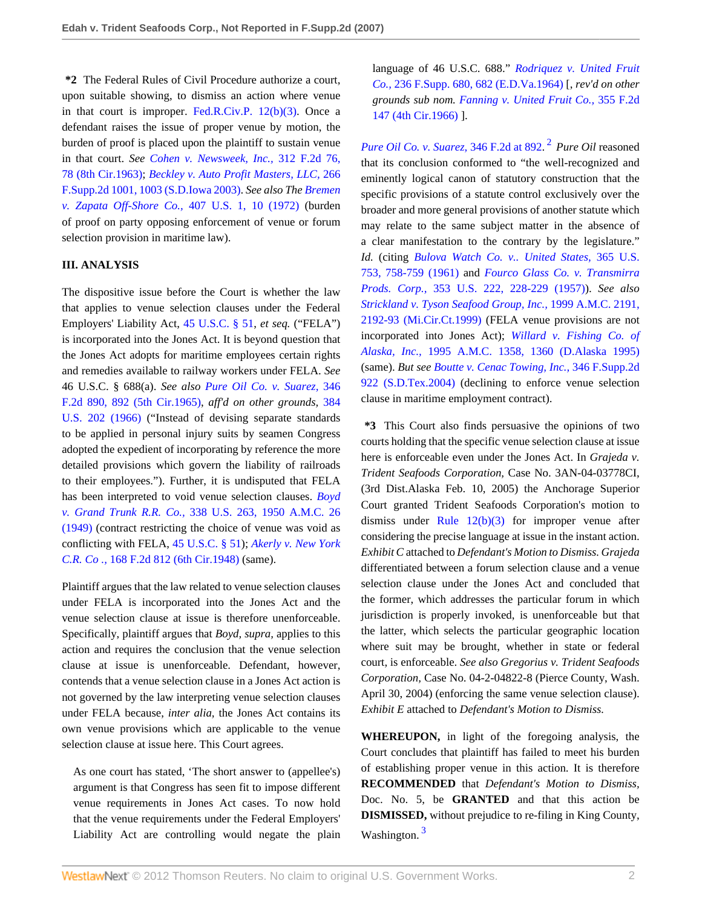**\*2** The Federal Rules of Civil Procedure authorize a court, upon suitable showing, to dismiss an action where venue in that court is improper. Fed.R.Civ.P. 12(b)(3). Once a defendant raises the issue of proper venue by motion, the burden of proof is placed upon the plaintiff to sustain venue in that court. *See* *Cohen v. Newsweek, Inc.,* 312 F.2d 76, 78 (8th Cir.1963); *Beckley v. Auto Profit Masters, LLC,* 266 F.Supp.2d 1001, 1003 (S.D.Iowa 2003). *See also The Bremen v. Zapata Off-Shore Co.,* 407 U.S. 1, 10 (1972) (burden of proof on party opposing enforcement of venue or forum selection provision in maritime law).

### III. ANALYSIS

The dispositive issue before the Court is whether the law that applies to venue selection clauses under the Federal Employers' Liability Act, 45 U.S.C. § 51, *et seq.* ("FELA") is incorporated into the Jones Act. It is beyond question that the Jones Act adopts for maritime employees certain rights and remedies available to railway workers under FELA. *See* 46 U.S.C. § 688(a). *See also* *Pure Oil Co. v. Suarez,* 346 F.2d 890, 892 (5th Cir.1965), *aff'd on other grounds,* 384 U.S. 202 (1966) ("Instead of devising separate standards to be applied in personal injury suits by seamen Congress adopted the expedient of incorporating by reference the more detailed provisions which govern the liability of railroads to their employees."). Further, it is undisputed that FELA has been interpreted to void venue selection clauses. *Boyd v. Grand Trunk R.R. Co.,* 338 U.S. 263, 1950 A.M.C. 26 (1949) (contract restricting the choice of venue was void as conflicting with FELA, 45 U.S.C. § 51); *Akerly v. New York C.R. Co.,* 168 F.2d 812 (6th Cir.1948) (same).

Plaintiff argues that the law related to venue selection clauses under FELA is incorporated into the Jones Act and the venue selection clause at issue is therefore unenforceable. Specifically, plaintiff argues that *Boyd, supra,* applies to this action and requires the conclusion that the venue selection clause at issue is unenforceable. Defendant, however, contends that a venue selection clause in a Jones Act action is not governed by the law interpreting venue selection clauses under FELA because, *inter alia,* the Jones Act contains its own venue provisions which are applicable to the venue selection clause at issue here. This Court agrees.

> As one court has stated, 'The short answer to (appellee's) argument is that Congress has seen fit to impose different venue requirements in Jones Act cases. To now hold that the venue requirements under the Federal Employers' Liability Act are controlling would negate the plain language of 46 U.S.C. 688." *Rodriquez v. United Fruit Co.,* 236 F.Supp. 680, 682 (E.D.Va.1964) [, *rev'd on other grounds sub nom.* *Fanning v. United Fruit Co.,* 355 F.2d 147 (4th Cir.1966) ].

*Pure Oil Co. v. Suarez,* 346 F.2d at 892.[2] *Pure Oil* reasoned that its conclusion conformed to "the well-recognized and eminently logical canon of statutory construction that the specific provisions of a statute control exclusively over the broader and more general provisions of another statute which may relate to the same subject matter in the absence of a clear manifestation to the contrary by the legislature." *Id.* (citing *Bulova Watch Co. v.. United States,* 365 U.S. 753, 758-759 (1961) and *Fourco Glass Co. v. Transmirra Prods. Corp.,* 353 U.S. 222, 228-229 (1957)). *See also* *Strickland v. Tyson Seafood Group, Inc.,* 1999 A.M.C. 2191, 2192-93 (Mi.Cir.Ct.1999) (FELA venue provisions are not incorporated into Jones Act); *Willard v. Fishing Co. of Alaska, Inc.,* 1995 A.M.C. 1358, 1360 (D.Alaska 1995) (same). *But see* *Boutte v. Cenac Towing, Inc.,* 346 F.Supp.2d 922 (S.D.Tex.2004) (declining to enforce venue selection clause in maritime employment contract).

**\*3** This Court also finds persuasive the opinions of two courts holding that the specific venue selection clause at issue here is enforceable even under the Jones Act. In *Grajeda v. Trident Seafoods Corporation,* Case No. 3AN-04-03778CI, (3rd Dist.Alaska Feb. 10, 2005) the Anchorage Superior Court granted Trident Seafoods Corporation's motion to dismiss under Rule 12(b)(3) for improper venue after considering the precise language at issue in the instant action. *Exhibit C* attached to *Defendant's Motion to Dismiss. Grajeda* differentiated between a forum selection clause and a venue selection clause under the Jones Act and concluded that the former, which addresses the particular forum in which jurisdiction is properly invoked, is unenforceable but that the latter, which selects the particular geographic location where suit may be brought, whether in state or federal court, is enforceable. *See also Gregorius v. Trident Seafoods Corporation,* Case No. 04-2-04822-8 (Pierce County, Wash. April 30, 2004) (enforcing the same venue selection clause). *Exhibit E* attached to *Defendant's Motion to Dismiss.*

**WHEREUPON,** in light of the foregoing analysis, the Court concludes that plaintiff has failed to meet his burden of establishing proper venue in this action. It is therefore **RECOMMENDED** that *Defendant's Motion to Dismiss,* Doc. No. 5, be **GRANTED** and that this action be **DISMISSED,** without prejudice to re-filing in King County, Washington.[3]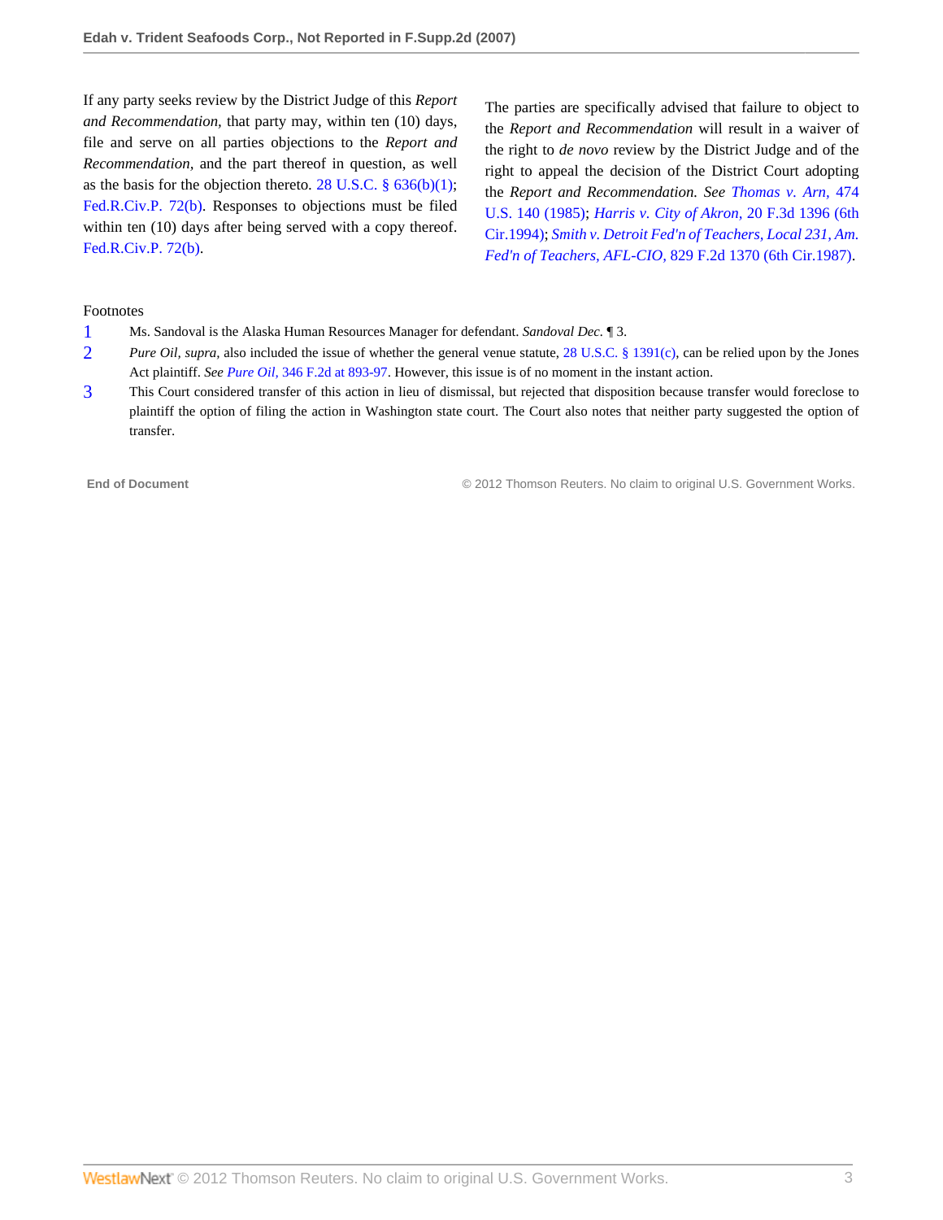If any party seeks review by the District Judge of this *Report and Recommendation,* that party may, within ten (10) days, file and serve on all parties objections to the *Report and Recommendation,* and the part thereof in question, as well as the basis for the objection thereto. 28 U.S.C. § 636(b)(1); Fed.R.Civ.P. 72(b). Responses to objections must be filed within ten (10) days after being served with a copy thereof. Fed.R.Civ.P. 72(b).

The parties are specifically advised that failure to object to the *Report and Recommendation* will result in a waiver of the right to *de novo* review by the District Judge and of the right to appeal the decision of the District Court adopting the *Report and Recommendation. See Thomas v. Arn,* 474 U.S. 140 (1985); *Harris v. City of Akron,* 20 F.3d 1396 (6th Cir.1994); *Smith v. Detroit Fed'n of Teachers, Local 231, Am. Fed'n of Teachers, AFL-CIO,* 829 F.2d 1370 (6th Cir.1987).

Footnotes

1. Ms. Sandoval is the Alaska Human Resources Manager for defendant. *Sandoval Dec.* ¶ 3.
2. *Pure Oil, supra,* also included the issue of whether the general venue statute, 28 U.S.C. § 1391(c), can be relied upon by the Jones Act plaintiff. *See Pure Oil,* 346 F.2d at 893-97. However, this issue is of no moment in the instant action.
3. This Court considered transfer of this action in lieu of dismissal, but rejected that disposition because transfer would foreclose to plaintiff the option of filing the action in Washington state court. The Court also notes that neither party suggested the option of transfer.

End of Document